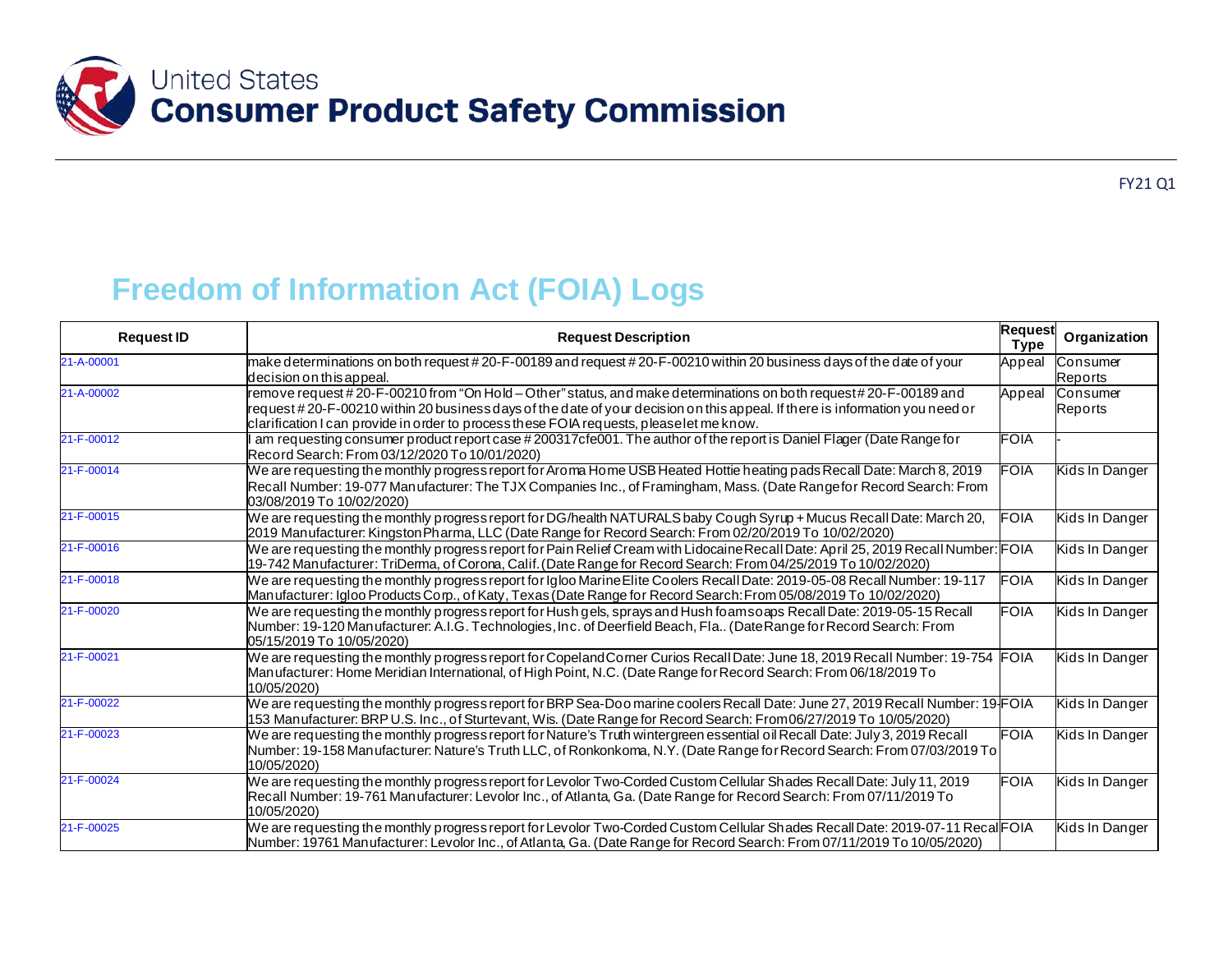United States
**Consumer Product Safety Commission**

FY21 Q1

# Freedom of Information Act (FOIA) Logs

| Request ID | Request Description | Request Type | Organization |
|---|---|---|---|
| 21-A-00001 | make determinations on both request # 20-F-00189 and request # 20-F-00210 within 20 business days of the date of your decision on this appeal. | Appeal | Consumer Reports |
| 21-A-00002 | remove request # 20-F-00210 from "On Hold – Other" status, and make determinations on both request # 20-F-00189 and request # 20-F-00210 within 20 business days of the date of your decision on this appeal. If there is information you need or clarification I can provide in order to process these FOIA requests, please let me know. | Appeal | Consumer Reports |
| 21-F-00012 | I am requesting consumer product report case # 200317cfe001. The author of the report is Daniel Flager (Date Range for Record Search: From 03/12/2020 To 10/01/2020) | FOIA | - |
| 21-F-00014 | We are requesting the monthly progress report for Aroma Home USB Heated Hottie heating pads Recall Date: March 8, 2019 Recall Number: 19-077 Manufacturer: The TJX Companies Inc., of Framingham, Mass. (Date Range for Record Search: From 03/08/2019 To 10/02/2020) | FOIA | Kids In Danger |
| 21-F-00015 | We are requesting the monthly progress report for DG/health NATURALS baby Cough Syrup + Mucus Recall Date: March 20, 2019 Manufacturer: Kingston Pharma, LLC (Date Range for Record Search: From 02/20/2019 To 10/02/2020) | FOIA | Kids In Danger |
| 21-F-00016 | We are requesting the monthly progress report for Pain Relief Cream with Lidocaine Recall Date: April 25, 2019 Recall Number: 19-742 Manufacturer: TriDerma, of Corona, Calif. (Date Range for Record Search: From 04/25/2019 To 10/02/2020) | FOIA | Kids In Danger |
| 21-F-00018 | We are requesting the monthly progress report for Igloo Marine Elite Coolers Recall Date: 2019-05-08 Recall Number: 19-117 Manufacturer: Igloo Products Corp., of Katy, Texas (Date Range for Record Search: From 05/08/2019 To 10/02/2020) | FOIA | Kids In Danger |
| 21-F-00020 | We are requesting the monthly progress report for Hush gels, sprays and Hush foam soaps Recall Date: 2019-05-15 Recall Number: 19-120 Manufacturer: A.I.G. Technologies, Inc. of Deerfield Beach, Fla.. (Date Range for Record Search: From 05/15/2019 To 10/05/2020) | FOIA | Kids In Danger |
| 21-F-00021 | We are requesting the monthly progress report for Copeland Corner Curios Recall Date: June 18, 2019 Recall Number: 19-754 Manufacturer: Home Meridian International, of High Point, N.C. (Date Range for Record Search: From 06/18/2019 To 10/05/2020) | FOIA | Kids In Danger |
| 21-F-00022 | We are requesting the monthly progress report for BRP Sea-Doo marine coolers Recall Date: June 27, 2019 Recall Number: 19-153 Manufacturer: BRP U.S. Inc., of Sturtevant, Wis. (Date Range for Record Search: From 06/27/2019 To 10/05/2020) | FOIA | Kids In Danger |
| 21-F-00023 | We are requesting the monthly progress report for Nature's Truth wintergreen essential oil Recall Date: July 3, 2019 Recall Number: 19-158 Manufacturer: Nature's Truth LLC, of Ronkonkoma, N.Y. (Date Range for Record Search: From 07/03/2019 To 10/05/2020) | FOIA | Kids In Danger |
| 21-F-00024 | We are requesting the monthly progress report for Levolor Two-Corded Custom Cellular Shades Recall Date: July 11, 2019 Recall Number: 19-761 Manufacturer: Levolor Inc., of Atlanta, Ga. (Date Range for Record Search: From 07/11/2019 To 10/05/2020) | FOIA | Kids In Danger |
| 21-F-00025 | We are requesting the monthly progress report for Levolor Two-Corded Custom Cellular Shades Recall Date: 2019-07-11 Recal Number: 19761 Manufacturer: Levolor Inc., of Atlanta, Ga. (Date Range for Record Search: From 07/11/2019 To 10/05/2020) | FOIA | Kids In Danger |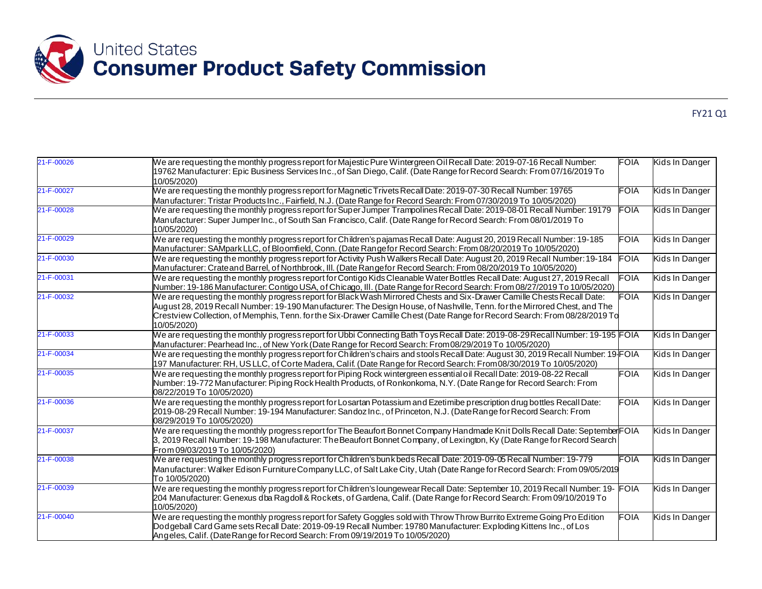# United States Consumer Product Safety Commission

FY21 Q1

| | | | |
|---|---|---|---|
| 21-F-00026 | We are requesting the monthly progress report for Majestic Pure Wintergreen Oil Recall Date: 2019-07-16 Recall Number: 19762 Manufacturer: Epic Business Services Inc., of San Diego, Calif. (Date Range for Record Search: From 07/16/2019 To 10/05/2020) | FOIA | Kids In Danger |
| 21-F-00027 | We are requesting the monthly progress report for Magnetic Trivets Recall Date: 2019-07-30 Recall Number: 19765 Manufacturer: Tristar Products Inc., Fairfield, N.J. (Date Range for Record Search: From 07/30/2019 To 10/05/2020) | FOIA | Kids In Danger |
| 21-F-00028 | We are requesting the monthly progress report for Super Jumper Trampolines Recall Date: 2019-08-01 Recall Number: 19179 Manufacturer: Super Jumper Inc., of South San Francisco, Calif. (Date Range for Record Search: From 08/01/2019 To 10/05/2020) | FOIA | Kids In Danger |
| 21-F-00029 | We are requesting the monthly progress report for Children's pajamas Recall Date: August 20, 2019 Recall Number: 19-185 Manufacturer: SAMpark LLC, of Bloomfield, Conn. (Date Range for Record Search: From 08/20/2019 To 10/05/2020) | FOIA | Kids In Danger |
| 21-F-00030 | We are requesting the monthly progress report for Activity Push Walkers Recall Date: August 20, 2019 Recall Number: 19-184 Manufacturer: Crate and Barrel, of Northbrook, Ill. (Date Range for Record Search: From 08/20/2019 To 10/05/2020) | FOIA | Kids In Danger |
| 21-F-00031 | We are requesting the monthly progress report for Contigo Kids Cleanable Water Bottles Recall Date: August 27, 2019 Recall Number: 19-186 Manufacturer: Contigo USA, of Chicago, Ill. (Date Range for Record Search: From 08/27/2019 To 10/05/2020) | FOIA | Kids In Danger |
| 21-F-00032 | We are requesting the monthly progress report for Black Wash Mirrored Chests and Six-Drawer Camille Chests Recall Date: August 28, 2019 Recall Number: 19-190 Manufacturer: The Design House, of Nashville, Tenn. for the Mirrored Chest, and The Crestview Collection, of Memphis, Tenn. for the Six-Drawer Camille Chest (Date Range for Record Search: From 08/28/2019 To 10/05/2020) | FOIA | Kids In Danger |
| 21-F-00033 | We are requesting the monthly progress report for Ubbi Connecting Bath Toys Recall Date: 2019-08-29 Recall Number: 19-195 Manufacturer: Pearhead Inc., of New York (Date Range for Record Search: From 08/29/2019 To 10/05/2020) | FOIA | Kids In Danger |
| 21-F-00034 | We are requesting the monthly progress report for Children's chairs and stools Recall Date: August 30, 2019 Recall Number: 19-197 Manufacturer: RH, US LLC, of Corte Madera, Calif. (Date Range for Record Search: From 08/30/2019 To 10/05/2020) | FOIA | Kids In Danger |
| 21-F-00035 | We are requesting the monthly progress report for Piping Rock wintergreen essential oil Recall Date: 2019-08-22 Recall Number: 19-772 Manufacturer: Piping Rock Health Products, of Ronkonkoma, N.Y. (Date Range for Record Search: From 08/22/2019 To 10/05/2020) | FOIA | Kids In Danger |
| 21-F-00036 | We are requesting the monthly progress report for Losartan Potassium and Ezetimibe prescription drug bottles Recall Date: 2019-08-29 Recall Number: 19-194 Manufacturer: Sandoz Inc., of Princeton, N.J. (Date Range for Record Search: From 08/29/2019 To 10/05/2020) | FOIA | Kids In Danger |
| 21-F-00037 | We are requesting the monthly progress report for The Beaufort Bonnet Company Handmade Knit Dolls Recall Date: September 3, 2019 Recall Number: 19-198 Manufacturer: The Beaufort Bonnet Company, of Lexington, Ky (Date Range for Record Search From 09/03/2019 To 10/05/2020) | FOIA | Kids In Danger |
| 21-F-00038 | We are requesting the monthly progress report for Children's bunk beds Recall Date: 2019-09-05 Recall Number: 19-779 Manufacturer: Walker Edison Furniture Company LLC, of Salt Lake City, Utah (Date Range for Record Search: From 09/05/2019 To 10/05/2020) | FOIA | Kids In Danger |
| 21-F-00039 | We are requesting the monthly progress report for Children's loungewear Recall Date: September 10, 2019 Recall Number: 19-204 Manufacturer: Genexus dba Ragdoll & Rockets, of Gardena, Calif. (Date Range for Record Search: From 09/10/2019 To 10/05/2020) | FOIA | Kids In Danger |
| 21-F-00040 | We are requesting the monthly progress report for Safety Goggles sold with Throw Throw Burrito Extreme Going Pro Edition Dodgeball Card Game sets Recall Date: 2019-09-19 Recall Number: 19780 Manufacturer: Exploding Kittens Inc., of Los Angeles, Calif. (Date Range for Record Search: From 09/19/2019 To 10/05/2020) | FOIA | Kids In Danger |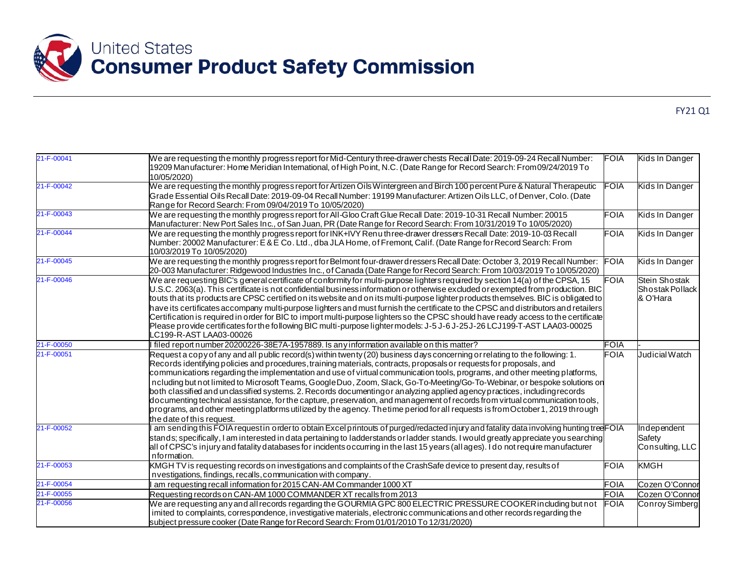# United States Consumer Product Safety Commission

FY21 Q1

| | | | |
|---|---|---|---|
| 21-F-00041 | We are requesting the monthly progress report for Mid-Century three-drawer chests Recall Date: 2019-09-24 Recall Number: 19209 Manufacturer: Home Meridian International, of High Point, N.C. (Date Range for Record Search: From 09/24/2019 To 10/05/2020) | FOIA | Kids In Danger |
| 21-F-00042 | We are requesting the monthly progress report for Artizen Oils Wintergreen and Birch 100 percent Pure & Natural Therapeutic Grade Essential Oils Recall Date: 2019-09-04 Recall Number: 19199 Manufacturer: Artizen Oils LLC, of Denver, Colo. (Date Range for Record Search: From 09/04/2019 To 10/05/2020) | FOIA | Kids In Danger |
| 21-F-00043 | We are requesting the monthly progress report for All-Gloo Craft Glue Recall Date: 2019-10-31 Recall Number: 20015 Manufacturer: New Port Sales Inc., of San Juan, PR (Date Range for Record Search: From 10/31/2019 To 10/05/2020) | FOIA | Kids In Danger |
| 21-F-00044 | We are requesting the monthly progress report for INK+IVY Renu three-drawer dressers Recall Date: 2019-10-03 Recall Number: 20002 Manufacturer: E & E Co. Ltd., dba JLA Home, of Fremont, Calif. (Date Range for Record Search: From 10/03/2019 To 10/05/2020) | FOIA | Kids In Danger |
| 21-F-00045 | We are requesting the monthly progress report for Belmont four-drawer dressers Recall Date: October 3, 2019 Recall Number: 20-003 Manufacturer: Ridgewood Industries Inc., of Canada (Date Range for Record Search: From 10/03/2019 To 10/05/2020) | FOIA | Kids In Danger |
| 21-F-00046 | We are requesting BIC's general certificate of conformity for multi-purpose lighters required by section 14(a) of the CPSA, 15 U.S.C. 2063(a). This certificate is not confidential business information or otherwise excluded or exempted from production. BIC touts that its products are CPSC certified on its website and on its multi-purpose lighter products themselves. BIC is obligated to have its certificates accompany multi-purpose lighters and must furnish the certificate to the CPSC and distributors and retailers Certification is required in order for BIC to import multi-purpose lighters so the CPSC should have ready access to the certificate Please provide certificates for the following BIC multi-purpose lighter models: J-5 J-6 J-25 J-26 LCJ199-T-AST LAA03-00025 LC199-R-AST LAA03-00026 | FOIA | Stein Shostak Shostak Pollack & O'Hara |
| 21-F-00050 | I filed report number 20200226-38E7A-1957889. Is any information available on this matter? | FOIA | - |
| 21-F-00051 | Request a copy of any and all public record(s) within twenty (20) business days concerning or relating to the following: 1. Records identifying policies and procedures, training materials, contracts, proposals or requests for proposals, and communications regarding the implementation and use of virtual communication tools, programs, and other meeting platforms, including but not limited to Microsoft Teams, Google Duo, Zoom, Slack, Go-To-Meeting/Go-To-Webinar, or bespoke solutions on both classified and unclassified systems. 2. Records documenting or analyzing applied agency practices, including records documenting technical assistance, for the capture, preservation, and management of records from virtual communication tools, programs, and other meeting platforms utilized by the agency. The time period for all requests is from October 1, 2019 through the date of this request. | FOIA | Judicial Watch |
| 21-F-00052 | I am sending this FOIA request in order to obtain Excel printouts of purged/redacted injury and fatality data involving hunting tree stands; specifically, I am interested in data pertaining to ladderstands or ladder stands. I would greatly appreciate you searching all of CPSC's injury and fatality databases for incidents occurring in the last 15 years (all ages). I do not require manufacturer information. | FOIA | Independent Safety Consulting, LLC |
| 21-F-00053 | KMGH TV is requesting records on investigations and complaints of the CrashSafe device to present day, results of investigations, findings, recalls, communication with company. | FOIA | KMGH |
| 21-F-00054 | I am requesting recall information for 2015 CAN-AM Commander 1000 XT | FOIA | Cozen O'Connor |
| 21-F-00055 | Requesting records on CAN-AM 1000 COMMANDER XT recalls from 2013 | FOIA | Cozen O'Connor |
| 21-F-00056 | We are requesting any and all records regarding the GOURMIA GPC 800 ELECTRIC PRESSURE COOKER including but not limited to complaints, correspondence, investigative materials, electronic communications and other records regarding the subject pressure cooker (Date Range for Record Search: From 01/01/2010 To 12/31/2020) | FOIA | Conroy Simberg |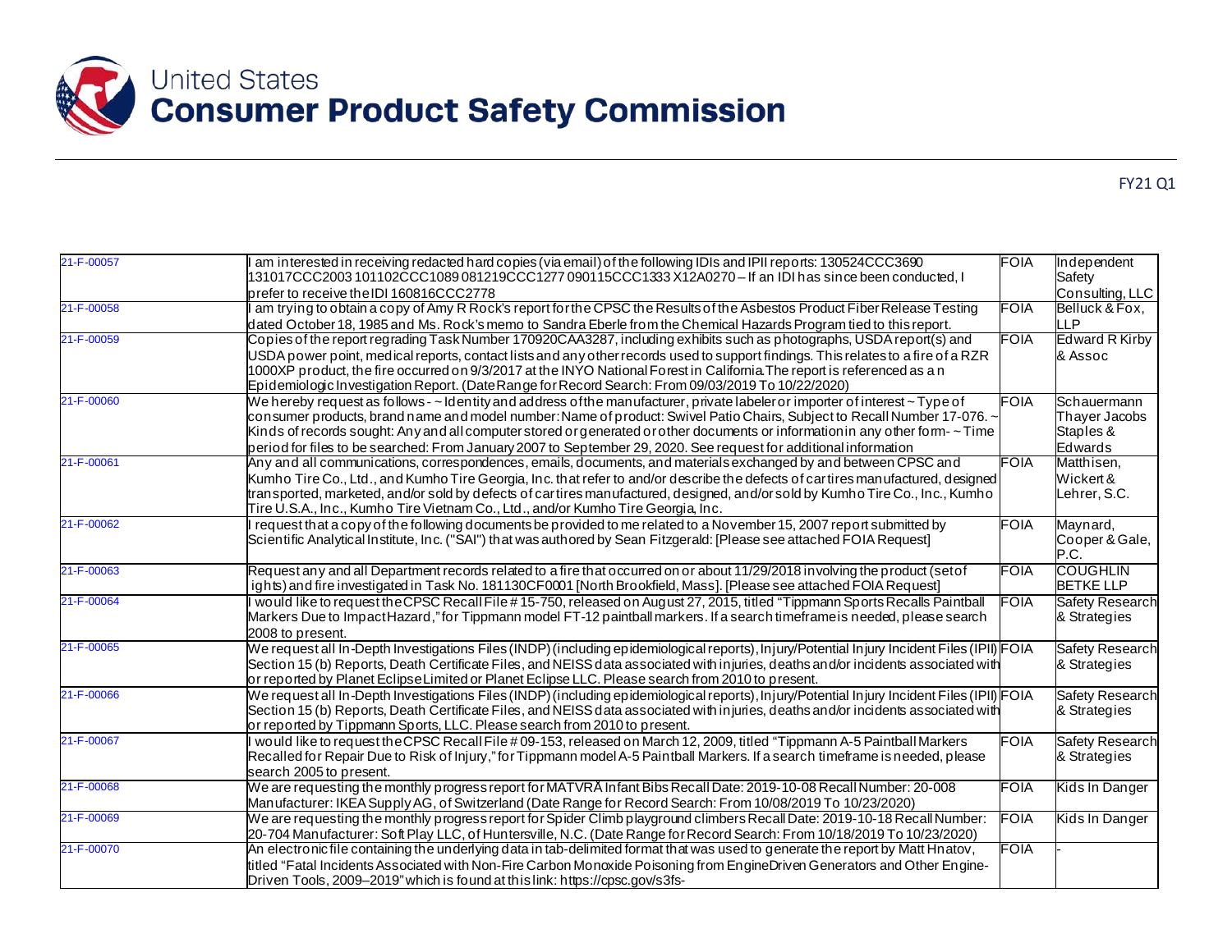# United States Consumer Product Safety Commission

FY21 Q1

| | | | |
|---|---|---|---|
| 21-F-00057 | I am interested in receiving redacted hard copies (via email) of the following IDIs and IPII reports: 130524CCC3690 131017CCC2003 101102CCC1089 081219CCC1277 090115CCC1333 X12A0270 – If an IDI has since been conducted, I prefer to receive the IDI 160816CCC2778 | FOIA | Independent Safety Consulting, LLC |
| 21-F-00058 | I am trying to obtain a copy of Amy R Rock's report for the CPSC the Results of the Asbestos Product Fiber Release Testing dated October 18, 1985 and Ms. Rock's memo to Sandra Eberle from the Chemical Hazards Program tied to this report. | FOIA | Belluck & Fox, LLP |
| 21-F-00059 | Copies of the report regrading Task Number 170920CAA3287, including exhibits such as photographs, USDA report(s) and USDA power point, medical reports, contact lists and any other records used to support findings. This relates to a fire of a RZR 1000XP product, the fire occurred on 9/3/2017 at the INYO National Forest in California.The report is referenced as a n Epidemiologic Investigation Report. (Date Range for Record Search: From 09/03/2019 To 10/22/2020) | FOIA | Edward R Kirby & Assoc |
| 21-F-00060 | We hereby request as follows - ~ Identity and address of the manufacturer, private labeler or importer of interest ~ Type of consumer products, brand name and model number: Name of product: Swivel Patio Chairs, Subject to Recall Number 17-076. ~ Kinds of records sought: Any and all computer stored or generated or other documents or information in any other form- ~ Time period for files to be searched: From January 2007 to September 29, 2020. See request for additional information | FOIA | Schauermann Thayer Jacobs Staples & Edwards |
| 21-F-00061 | Any and all communications, correspondences, emails, documents, and materials exchanged by and between CPSC and Kumho Tire Co., Ltd., and Kumho Tire Georgia, Inc. that refer to and/or describe the defects of car tires manufactured, designed transported, marketed, and/or sold by defects of car tires manufactured, designed, and/or sold by Kumho Tire Co., Inc., Kumho Tire U.S.A., Inc., Kumho Tire Vietnam Co., Ltd., and/or Kumho Tire Georgia, Inc. | FOIA | Matthisen, Wickert & Lehrer, S.C. |
| 21-F-00062 | I request that a copy of the following documents be provided to me related to a November 15, 2007 report submitted by Scientific Analytical Institute, Inc. ("SAI") that was authored by Sean Fitzgerald: [Please see attached FOIA Request] | FOIA | Maynard, Cooper & Gale, P.C. |
| 21-F-00063 | Request any and all Department records related to a fire that occurred on or about 11/29/2018 involving the product (set of ights) and fire investigated in Task No. 181130CF0001 [North Brookfield, Mass]. [Please see attached FOIA Request] | FOIA | COUGHLIN BETKE LLP |
| 21-F-00064 | I would like to request the CPSC Recall File # 15-750, released on August 27, 2015, titled "Tippmann Sports Recalls Paintball Markers Due to Impact Hazard," for Tippmann model FT-12 paintball markers. If a search timeframe is needed, please search 2008 to present. | FOIA | Safety Research & Strategies |
| 21-F-00065 | We request all In-Depth Investigations Files (INDP) (including epidemiological reports), Injury/Potential Injury Incident Files (IPII) Section 15 (b) Reports, Death Certificate Files, and NEISS data associated with injuries, deaths and/or incidents associated with or reported by Planet Eclipse Limited or Planet Eclipse LLC. Please search from 2010 to present. | FOIA | Safety Research & Strategies |
| 21-F-00066 | We request all In-Depth Investigations Files (INDP) (including epidemiological reports), Injury/Potential Injury Incident Files (IPII) Section 15 (b) Reports, Death Certificate Files, and NEISS data associated with injuries, deaths and/or incidents associated with or reported by Tippmann Sports, LLC. Please search from 2010 to present. | FOIA | Safety Research & Strategies |
| 21-F-00067 | I would like to request the CPSC Recall File # 09-153, released on March 12, 2009, titled "Tippmann A-5 Paintball Markers Recalled for Repair Due to Risk of Injury," for Tippmann model A-5 Paintball Markers. If a search timeframe is needed, please search 2005 to present. | FOIA | Safety Research & Strategies |
| 21-F-00068 | We are requesting the monthly progress report for MATVRĂ Infant Bibs Recall Date: 2019-10-08 Recall Number: 20-008 Manufacturer: IKEA Supply AG, of Switzerland (Date Range for Record Search: From 10/08/2019 To 10/23/2020) | FOIA | Kids In Danger |
| 21-F-00069 | We are requesting the monthly progress report for Spider Climb playground climbers Recall Date: 2019-10-18 Recall Number: 20-704 Manufacturer: Soft Play LLC, of Huntersville, N.C. (Date Range for Record Search: From 10/18/2019 To 10/23/2020) | FOIA | Kids In Danger |
| 21-F-00070 | An electronic file containing the underlying data in tab-delimited format that was used to generate the report by Matt Hnatov, titled "Fatal Incidents Associated with Non-Fire Carbon Monoxide Poisoning from EngineDriven Generators and Other Engine-Driven Tools, 2009–2019" which is found at this link: https://cpsc.gov/s3fs- | FOIA | - |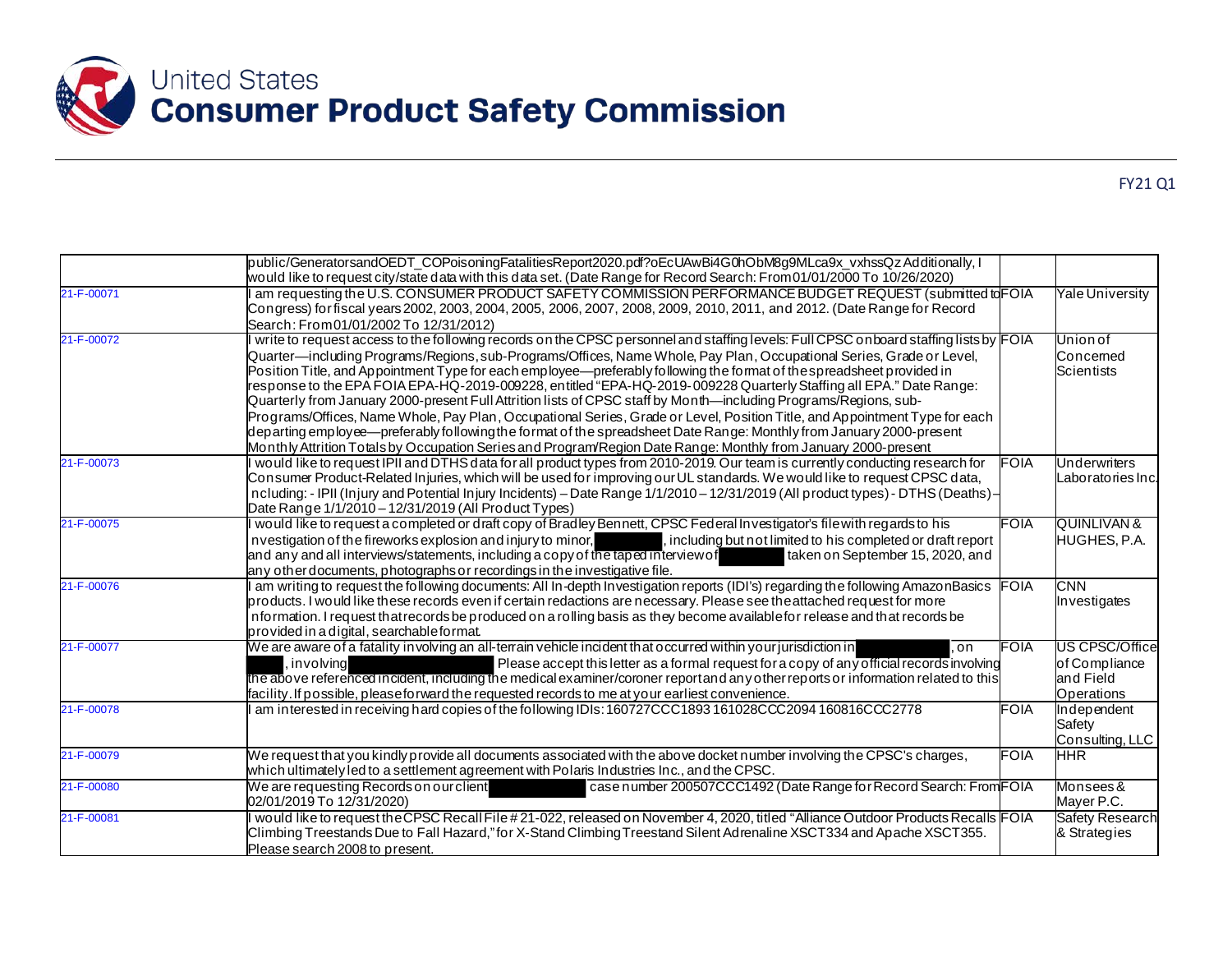# United States Consumer Product Safety Commission

FY21 Q1

| | | | |
|---|---|---|---|
| | public/GeneratorsandOEDT_COPoisoningFatalitiesReport2020.pdf?oEcUAwBi4G0hObM8g9MLca9x_vxhssQz Additionally, I would like to request city/state data with this data set. (Date Range for Record Search: From 01/01/2000 To 10/26/2020) | | |
| 21-F-00071 | I am requesting the U.S. CONSUMER PRODUCT SAFETY COMMISSION PERFORMANCE BUDGET REQUEST (submitted to Congress) for fiscal years 2002, 2003, 2004, 2005, 2006, 2007, 2008, 2009, 2010, 2011, and 2012. (Date Range for Record Search: From 01/01/2002 To 12/31/2012) | FOIA | Yale University |
| 21-F-00072 | I write to request access to the following records on the CPSC personnel and staffing levels: Full CPSC onboard staffing lists by Quarter—including Programs/Regions, sub-Programs/Offices, Name Whole, Pay Plan, Occupational Series, Grade or Level, Position Title, and Appointment Type for each employee—preferably following the format of the spreadsheet provided in response to the EPA FOIA EPA-HQ-2019-009228, entitled "EPA-HQ-2019-009228 Quarterly Staffing all EPA." Date Range: Quarterly from January 2000-present Full Attrition lists of CPSC staff by Month—including Programs/Regions, sub-Programs/Offices, Name Whole, Pay Plan, Occupational Series, Grade or Level, Position Title, and Appointment Type for each departing employee—preferably following the format of the spreadsheet Date Range: Monthly from January 2000-present Monthly Attrition Totals by Occupation Series and Program/Region Date Range: Monthly from January 2000-present | FOIA | Union of Concerned Scientists |
| 21-F-00073 | I would like to request IPII and DTHS data for all product types from 2010-2019. Our team is currently conducting research for Consumer Product-Related Injuries, which will be used for improving our UL standards. We would like to request CPSC data, including: - IPII (Injury and Potential Injury Incidents) – Date Range 1/1/2010 – 12/31/2019 (All product types) - DTHS (Deaths) – Date Range 1/1/2010 – 12/31/2019 (All Product Types) | FOIA | Underwriters Laboratories Inc. |
| 21-F-00075 | I would like to request a completed or draft copy of Bradley Bennett, CPSC Federal Investigator's file with regards to his investigation of the fireworks explosion and injury to minor, [redacted], including but not limited to his completed or draft report and any and all interviews/statements, including a copy of the taped interview of [redacted] taken on September 15, 2020, and any other documents, photographs or recordings in the investigative file. | FOIA | QUINLIVAN & HUGHES, P.A. |
| 21-F-00076 | I am writing to request the following documents: All In-depth Investigation reports (IDI's) regarding the following AmazonBasics products. I would like these records even if certain redactions are necessary. Please see the attached request for more information. I request that records be produced on a rolling basis as they become available for release and that records be provided in a digital, searchable format. | FOIA | CNN Investigates |
| 21-F-00077 | We are aware of a fatality involving an all-terrain vehicle incident that occurred within your jurisdiction in [redacted], on [redacted], involving [redacted]. Please accept this letter as a formal request for a copy of any official records involving the above referenced incident, including the medical examiner/coroner report and any other reports or information related to this facility. If possible, please forward the requested records to me at your earliest convenience. | FOIA | US CPSC/Office of Compliance and Field Operations |
| 21-F-00078 | I am interested in receiving hard copies of the following IDIs: 160727CCC1893 161028CCC2094 160816CCC2778 | FOIA | Independent Safety Consulting, LLC |
| 21-F-00079 | We request that you kindly provide all documents associated with the above docket number involving the CPSC's charges, which ultimately led to a settlement agreement with Polaris Industries Inc., and the CPSC. | FOIA | HHR |
| 21-F-00080 | We are requesting Records on our client [redacted] case number 200507CCC1492 (Date Range for Record Search: From 02/01/2019 To 12/31/2020) | FOIA | Monsees & Mayer P.C. |
| 21-F-00081 | I would like to request the CPSC Recall File # 21-022, released on November 4, 2020, titled "Alliance Outdoor Products Recalls Climbing Treestands Due to Fall Hazard," for X-Stand Climbing Treestand Silent Adrenaline XSCT334 and Apache XSCT355. Please search 2008 to present. | FOIA | Safety Research & Strategies |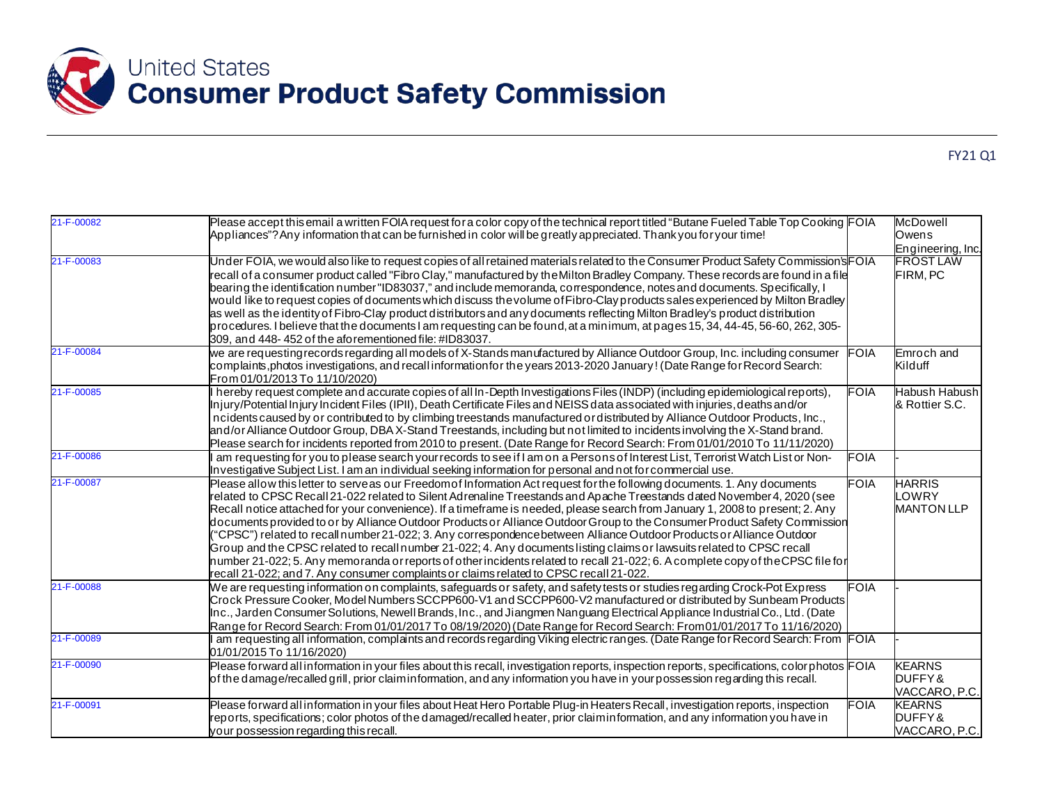FY21 Q1

| | | | |
|---|---|---|---|
| 21-F-00082 | Please accept this email a written FOIA request for a color copy of the technical report titled "Butane Fueled Table Top Cooking Appliances"? Any information that can be furnished in color will be greatly appreciated. Thank you for your time! | FOIA | McDowell Owens Engineering, Inc. |
| 21-F-00083 | Under FOIA, we would also like to request copies of all retained materials related to the Consumer Product Safety Commission's recall of a consumer product called "Fibro Clay," manufactured by the Milton Bradley Company. These records are found in a file bearing the identification number "ID83037," and include memoranda, correspondence, notes and documents. Specifically, I would like to request copies of documents which discuss the volume of Fibro-Clay products sales experienced by Milton Bradley as well as the identity of Fibro-Clay product distributors and any documents reflecting Milton Bradley's product distribution procedures. I believe that the documents I am requesting can be found, at a minimum, at pages 15, 34, 44-45, 56-60, 262, 305-309, and 448- 452 of the aforementioned file: #ID83037. | FOIA | FROST LAW FIRM, PC |
| 21-F-00084 | we are requesting records regarding all models of X-Stands manufactured by Alliance Outdoor Group, Inc. including consumer complaints,photos investigations, and recall information for the years 2013-2020 January! (Date Range for Record Search: From 01/01/2013 To 11/10/2020) | FOIA | Emroch and Kilduff |
| 21-F-00085 | I hereby request complete and accurate copies of all In-Depth Investigations Files (INDP) (including epidemiological reports), Injury/Potential Injury Incident Files (IPII), Death Certificate Files and NEISS data associated with injuries, deaths and/or ncidents caused by or contributed to by climbing treestands manufactured or distributed by Alliance Outdoor Products, Inc., and/or Alliance Outdoor Group, DBA X-Stand Treestands, including but not limited to incidents involving the X-Stand brand. Please search for incidents reported from 2010 to present. (Date Range for Record Search: From 01/01/2010 To 11/11/2020) | FOIA | Habush Habush & Rottier S.C. |
| 21-F-00086 | I am requesting for you to please search your records to see if I am on a Persons of Interest List, Terrorist Watch List or Non-Investigative Subject List. I am an individual seeking information for personal and not for commercial use. | FOIA | - |
| 21-F-00087 | Please allow this letter to serve as our Freedom of Information Act request for the following documents. 1. Any documents related to CPSC Recall 21-022 related to Silent Adrenaline Treestands and Apache Treestands dated November 4, 2020 (see Recall notice attached for your convenience). If a timeframe is needed, please search from January 1, 2008 to present; 2. Any documents provided to or by Alliance Outdoor Products or Alliance Outdoor Group to the Consumer Product Safety Commission ("CPSC") related to recall number 21-022; 3. Any correspondence between Alliance Outdoor Products or Alliance Outdoor Group and the CPSC related to recall number 21-022; 4. Any documents listing claims or lawsuits related to CPSC recall number 21-022; 5. Any memoranda or reports of other incidents related to recall 21-022; 6. A complete copy of the CPSC file for recall 21-022; and 7. Any consumer complaints or claims related to CPSC recall 21-022. | FOIA | HARRIS LOWRY MANTON LLP |
| 21-F-00088 | We are requesting information on complaints, safeguards or safety, and safety tests or studies regarding Crock-Pot Express Crock Pressure Cooker, Model Numbers SCCPP600-V1 and SCCPP600-V2 manufactured or distributed by Sunbeam Products Inc., Jarden Consumer Solutions, Newell Brands, Inc., and Jiangmen Nanguang Electrical Appliance Industrial Co., Ltd. (Date Range for Record Search: From 01/01/2017 To 08/19/2020) (Date Range for Record Search: From 01/01/2017 To 11/16/2020) | FOIA | - |
| 21-F-00089 | I am requesting all information, complaints and records regarding Viking electric ranges. (Date Range for Record Search: From 01/01/2015 To 11/16/2020) | FOIA | - |
| 21-F-00090 | Please forward all information in your files about this recall, investigation reports, inspection reports, specifications, color photos of the damage/recalled grill, prior claim information, and any information you have in your possession regarding this recall. | FOIA | KEARNS DUFFY & VACCARO, P.C. |
| 21-F-00091 | Please forward all information in your files about Heat Hero Portable Plug-in Heaters Recall, investigation reports, inspection reports, specifications; color photos of the damaged/recalled heater, prior claim information, and any information you have in your possession regarding this recall. | FOIA | KEARNS DUFFY & VACCARO, P.C. |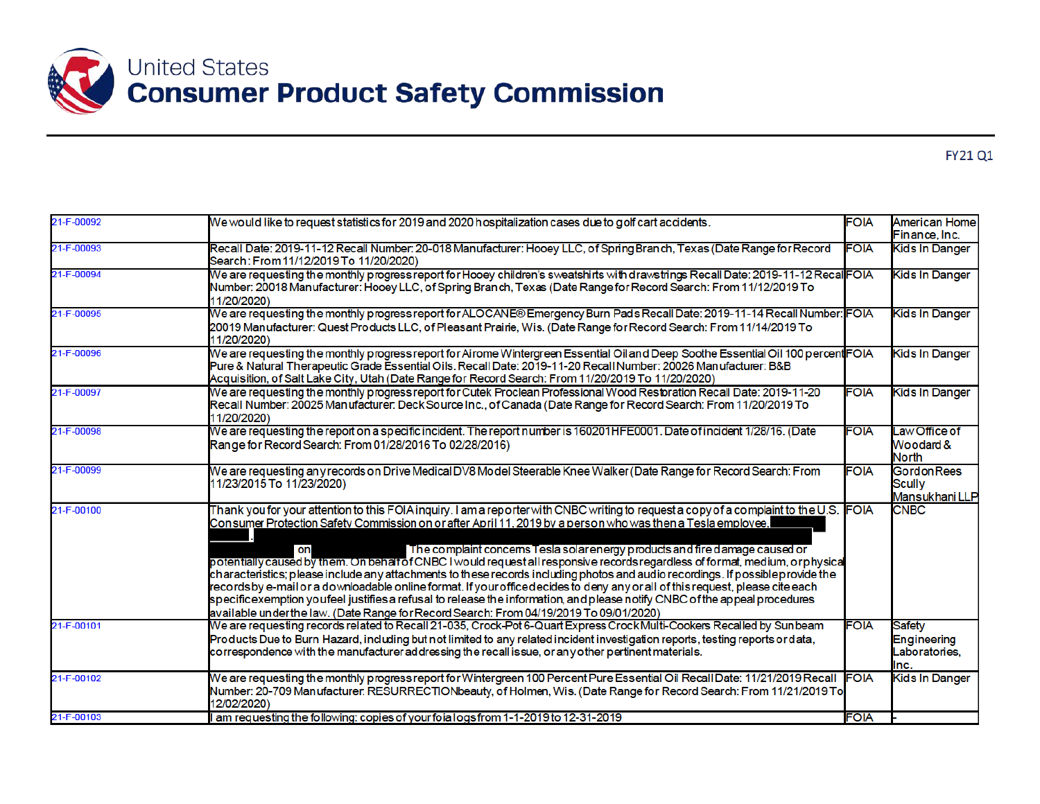# United States Consumer Product Safety Commission

FY21 Q1

| | | | |
|---|---|---|---|
| 21-F-00092 | We would like to request statistics for 2019 and 2020 hospitalization cases due to golf cart accidents. | FOIA | American Home Finance, Inc. |
| 21-F-00093 | Recall Date: 2019-11-12 Recall Number: 20-018 Manufacturer: Hooey LLC, of Spring Branch, Texas (Date Range for Record Search: From 11/12/2019 To 11/20/2020) | FOIA | Kids In Danger |
| 21-F-00094 | We are requesting the monthly progress report for Hooey children's sweatshirts with drawstrings Recall Date: 2019-11-12 Recall Number: 20018 Manufacturer: Hooey LLC, of Spring Branch, Texas (Date Range for Record Search: From 11/12/2019 To 11/20/2020) | FOIA | Kids In Danger |
| 21-F-00095 | We are requesting the monthly progress report for ALOCANE® Emergency Burn Pads Recall Date: 2019-11-14 Recall Number: 20019 Manufacturer: Quest Products LLC, of Pleasant Prairie, Wis. (Date Range for Record Search: From 11/14/2019 To 11/20/2020) | FOIA | Kids In Danger |
| 21-F-00096 | We are requesting the monthly progress report for Airome Wintergreen Essential Oil and Deep Soothe Essential Oil 100 percent Pure & Natural Therapeutic Grade Essential Oils. Recall Date: 2019-11-20 Recall Number: 20026 Manufacturer: B&B Acquisition, of Salt Lake City, Utah (Date Range for Record Search: From 11/20/2019 To 11/20/2020) | FOIA | Kids In Danger |
| 21-F-00097 | We are requesting the monthly progress report for Cutek Proclean Professional Wood Restoration Recall Date: 2019-11-20 Recall Number: 20025 Manufacturer: Deck Source Inc., of Canada (Date Range for Record Search: From 11/20/2019 To 11/20/2020) | FOIA | Kids In Danger |
| 21-F-00098 | We are requesting the report on a specific incident. The report number is 160201HFE0001. Date of incident 1/28/16. (Date Range for Record Search: From 01/28/2016 To 02/28/2016) | FOIA | Law Office of Woodard & North |
| 21-F-00099 | We are requesting any records on Drive Medical DV8 Model Steerable Knee Walker (Date Range for Record Search: From 11/23/2015 To 11/23/2020) | FOIA | Gordon Rees Scully Mansukhani LLP |
| 21-F-00100 | Thank you for your attention to this FOIA inquiry. I am a reporter with CNBC writing to request a copy of a complaint to the U.S. Consumer Protection Safety Commission on or after April 11, 2019 by a person who was then a Tesla employee, [REDACTED]. [REDACTED] on [REDACTED]. The complaint concerns Tesla solar energy products and fire damage caused or potentially caused by them. On behalf of CNBC I would request all responsive records regardless of format, medium, or physical characteristics; please include any attachments to these records including photos and audio recordings. If possible provide the records by e-mail or a downloadable online format. If your office decides to deny any or all of this request, please cite each specific exemption you feel justifies a refusal to release the information, and please notify CNBC of the appeal procedures available under the law. (Date Range for Record Search: From 04/19/2019 To 09/01/2020) | FOIA | CNBC |
| 21-F-00101 | We are requesting records related to Recall 21-035, Crock-Pot 6-Quart Express Crock Multi-Cookers Recalled by Sunbeam Products Due to Burn Hazard, including but not limited to any related incident investigation reports, testing reports or data, correspondence with the manufacturer addressing the recall issue, or any other pertinent materials. | FOIA | Safety Engineering Laboratories, Inc. |
| 21-F-00102 | We are requesting the monthly progress report for Wintergreen 100 Percent Pure Essential Oil Recall Date: 11/21/2019 Recall Number: 20-709 Manufacturer: RESURRECTIONbeauty, of Holmen, Wis. (Date Range for Record Search: From 11/21/2019 To 12/02/2020) | FOIA | Kids In Danger |
| 21-F-00103 | I am requesting the following: copies of your foia logs from 1-1-2019 to 12-31-2019 | FOIA | - |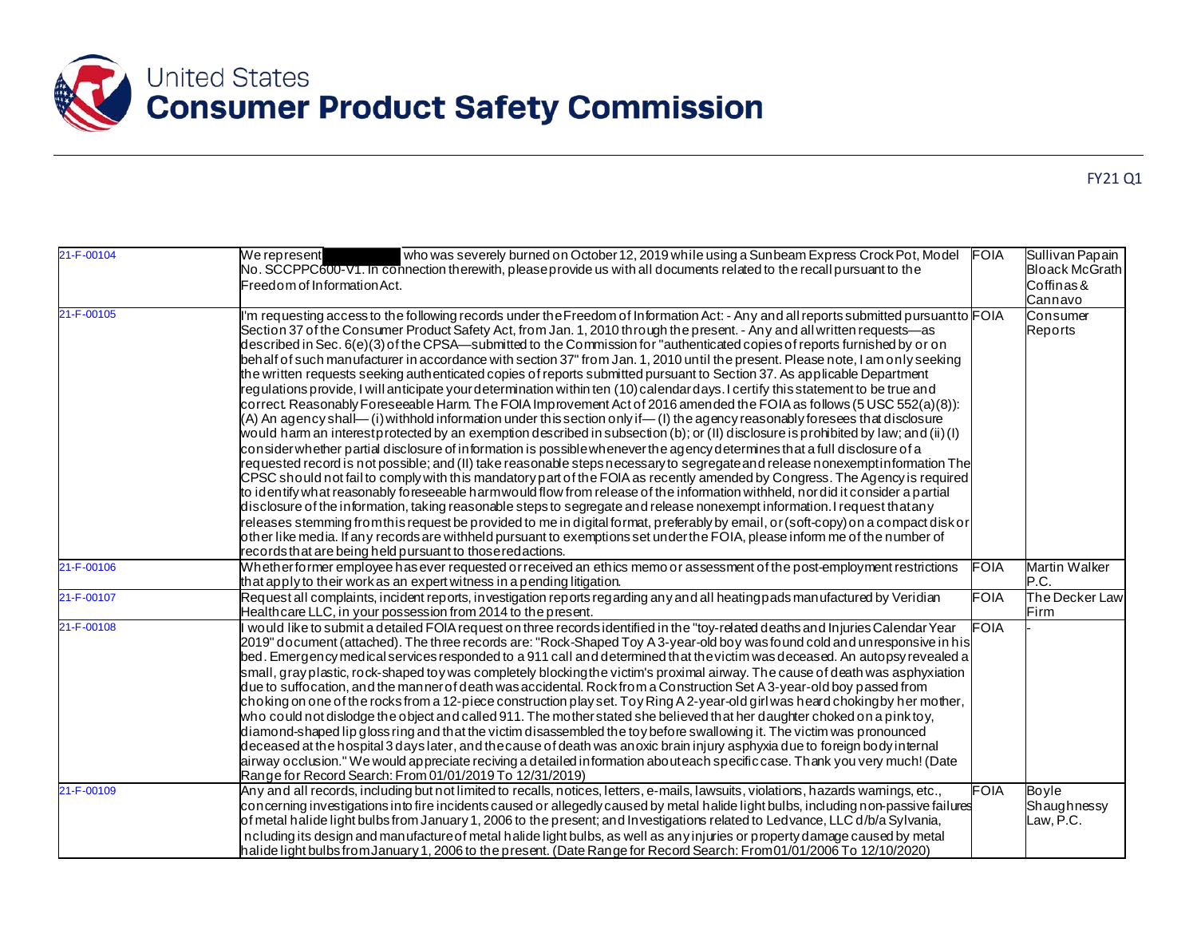FY21 Q1

| | | | |
|---|---|---|---|
| 21-F-00104 | We represent ██████ who was severely burned on October 12, 2019 while using a Sunbeam Express Crock Pot, Model No. SCCPPC600-V1. In connection therewith, please provide us with all documents related to the recall pursuant to the Freedom of Information Act. | FOIA | Sullivan Papain Bloack McGrath Coffinas & Cannavo |
| 21-F-00105 | I'm requesting access to the following records under the Freedom of Information Act: - Any and all reports submitted pursuant to Section 37 of the Consumer Product Safety Act, from Jan. 1, 2010 through the present. - Any and all written requests—as described in Sec. 6(e)(3) of the CPSA—submitted to the Commission for "authenticated copies of reports furnished by or on behalf of such manufacturer in accordance with section 37" from Jan. 1, 2010 until the present. Please note, I am only seeking the written requests seeking authenticated copies of reports submitted pursuant to Section 37. As applicable Department regulations provide, I will anticipate your determination within ten (10) calendar days. I certify this statement to be true and correct. Reasonably Foreseeable Harm. The FOIA Improvement Act of 2016 amended the FOIA as follows (5 USC 552(a)(8)): (A) An agency shall— (i) withhold information under this section only if— (I) the agency reasonably foresees that disclosure would harm an interest protected by an exemption described in subsection (b); or (II) disclosure is prohibited by law; and (ii) (I) consider whether partial disclosure of information is possible whenever the agency determines that a full disclosure of a requested record is not possible; and (II) take reasonable steps necessary to segregate and release nonexempt information The CPSC should not fail to comply with this mandatory part of the FOIA as recently amended by Congress. The Agency is required to identify what reasonably foreseeable harm would flow from release of the information withheld, nor did it consider a partial disclosure of the information, taking reasonable steps to segregate and release nonexempt information. I request that any releases stemming from this request be provided to me in digital format, preferably by email, or (soft-copy) on a compact disk or other like media. If any records are withheld pursuant to exemptions set under the FOIA, please inform me of the number of records that are being held pursuant to those redactions. | FOIA | Consumer Reports |
| 21-F-00106 | Whether former employee has ever requested or received an ethics memo or assessment of the post-employment restrictions that apply to their work as an expert witness in a pending litigation. | FOIA | Martin Walker P.C. |
| 21-F-00107 | Request all complaints, incident reports, investigation reports regarding any and all heating pads manufactured by Veridian Healthcare LLC, in your possession from 2014 to the present. | FOIA | The Decker Law Firm |
| 21-F-00108 | I would like to submit a detailed FOIA request on three records identified in the "toy-related deaths and Injuries Calendar Year 2019" document (attached). The three records are: "Rock-Shaped Toy A 3-year-old boy was found cold and unresponsive in his bed. Emergency medical services responded to a 911 call and determined that the victim was deceased. An autopsy revealed a small, gray plastic, rock-shaped toy was completely blocking the victim's proximal airway. The cause of death was asphyxiation due to suffocation, and the manner of death was accidental. Rock from a Construction Set A 3-year-old boy passed from choking on one of the rocks from a 12-piece construction play set. Toy Ring A 2-year-old girl was heard choking by her mother, who could not dislodge the object and called 911. The mother stated she believed that her daughter choked on a pink toy, diamond-shaped lip gloss ring and that the victim disassembled the toy before swallowing it. The victim was pronounced deceased at the hospital 3 days later, and the cause of death was anoxic brain injury asphyxia due to foreign body internal airway occlusion." We would appreciate reciving a detailed information about each specific case. Thank you very much! (Date Range for Record Search: From 01/01/2019 To 12/31/2019) | FOIA | - |
| 21-F-00109 | Any and all records, including but not limited to recalls, notices, letters, e-mails, lawsuits, violations, hazards warnings, etc., concerning investigations into fire incidents caused or allegedly caused by metal halide light bulbs, including non-passive failures of metal halide light bulbs from January 1, 2006 to the present; and Investigations related to Ledvance, LLC d/b/a Sylvania, ncluding its design and manufacture of metal halide light bulbs, as well as any injuries or property damage caused by metal halide light bulbs from January 1, 2006 to the present. (Date Range for Record Search: From 01/01/2006 To 12/10/2020) | FOIA | Boyle Shaughnessy Law, P.C. |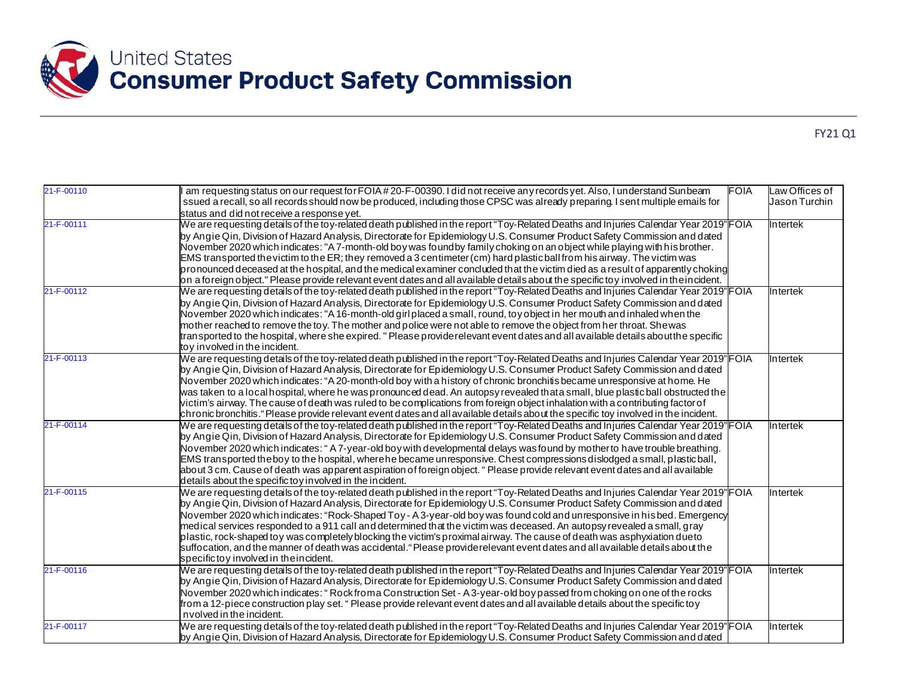# United States Consumer Product Safety Commission

FY21 Q1

| | | | |
|---|---|---|---|
| 21-F-00110 | I am requesting status on our request for FOIA # 20-F-00390. I did not receive any records yet. Also, I understand Sunbeam ssued a recall, so all records should now be produced, including those CPSC was already preparing. I sent multiple emails for status and did not receive a response yet. | FOIA | Law Offices of Jason Turchin |
| 21-F-00111 | We are requesting details of the toy-related death published in the report "Toy-Related Deaths and Injuries Calendar Year 2019" by Angie Qin, Division of Hazard Analysis, Directorate for Epidemiology U.S. Consumer Product Safety Commission and dated November 2020 which indicates: "A 7-month-old boy was found by family choking on an object while playing with his brother. EMS transported the victim to the ER; they removed a 3 centimeter (cm) hard plastic ball from his airway. The victim was pronounced deceased at the hospital, and the medical examiner concluded that the victim died as a result of apparently choking on a foreign object." Please provide relevant event dates and all available details about the specific toy involved in the incident. | FOIA | Intertek |
| 21-F-00112 | We are requesting details of the toy-related death published in the report "Toy-Related Deaths and Injuries Calendar Year 2019" by Angie Qin, Division of Hazard Analysis, Directorate for Epidemiology U.S. Consumer Product Safety Commission and dated November 2020 which indicates: "A 16-month-old girl placed a small, round, toy object in her mouth and inhaled when the mother reached to remove the toy. The mother and police were not able to remove the object from her throat. She was transported to the hospital, where she expired. " Please provide relevant event dates and all available details about the specific toy involved in the incident. | FOIA | Intertek |
| 21-F-00113 | We are requesting details of the toy-related death published in the report "Toy-Related Deaths and Injuries Calendar Year 2019" by Angie Qin, Division of Hazard Analysis, Directorate for Epidemiology U.S. Consumer Product Safety Commission and dated November 2020 which indicates: "A 20-month-old boy with a history of chronic bronchitis became unresponsive at home. He was taken to a local hospital, where he was pronounced dead. An autopsy revealed that a small, blue plastic ball obstructed the victim's airway. The cause of death was ruled to be complications from foreign object inhalation with a contributing factor of chronic bronchitis."Please provide relevant event dates and all available details about the specific toy involved in the incident. | FOIA | Intertek |
| 21-F-00114 | We are requesting details of the toy-related death published in the report "Toy-Related Deaths and Injuries Calendar Year 2019" by Angie Qin, Division of Hazard Analysis, Directorate for Epidemiology U.S. Consumer Product Safety Commission and dated November 2020 which indicates: " A 7-year-old boy with developmental delays was found by mother to have trouble breathing. EMS transported the boy to the hospital, where he became unresponsive. Chest compressions dislodged a small, plastic ball, about 3 cm. Cause of death was apparent aspiration of foreign object. " Please provide relevant event dates and all available details about the specific toy involved in the incident. | FOIA | Intertek |
| 21-F-00115 | We are requesting details of the toy-related death published in the report "Toy-Related Deaths and Injuries Calendar Year 2019" by Angie Qin, Division of Hazard Analysis, Directorate for Epidemiology U.S. Consumer Product Safety Commission and dated November 2020 which indicates: "Rock-Shaped Toy - A 3-year-old boy was found cold and unresponsive in his bed. Emergency medical services responded to a 911 call and determined that the victim was deceased. An autopsy revealed a small, gray plastic, rock-shaped toy was completely blocking the victim's proximal airway. The cause of death was asphyxiation due to suffocation, and the manner of death was accidental." Please provide relevant event dates and all available details about the specific toy involved in the incident. | FOIA | Intertek |
| 21-F-00116 | We are requesting details of the toy-related death published in the report "Toy-Related Deaths and Injuries Calendar Year 2019" by Angie Qin, Division of Hazard Analysis, Directorate for Epidemiology U.S. Consumer Product Safety Commission and dated November 2020 which indicates: " Rock from a Construction Set - A 3-year-old boy passed from choking on one of the rocks from a 12-piece construction play set. " Please provide relevant event dates and all available details about the specific toy nvolved in the incident. | FOIA | Intertek |
| 21-F-00117 | We are requesting details of the toy-related death published in the report "Toy-Related Deaths and Injuries Calendar Year 2019" by Angie Qin, Division of Hazard Analysis, Directorate for Epidemiology U.S. Consumer Product Safety Commission and dated | FOIA | Intertek |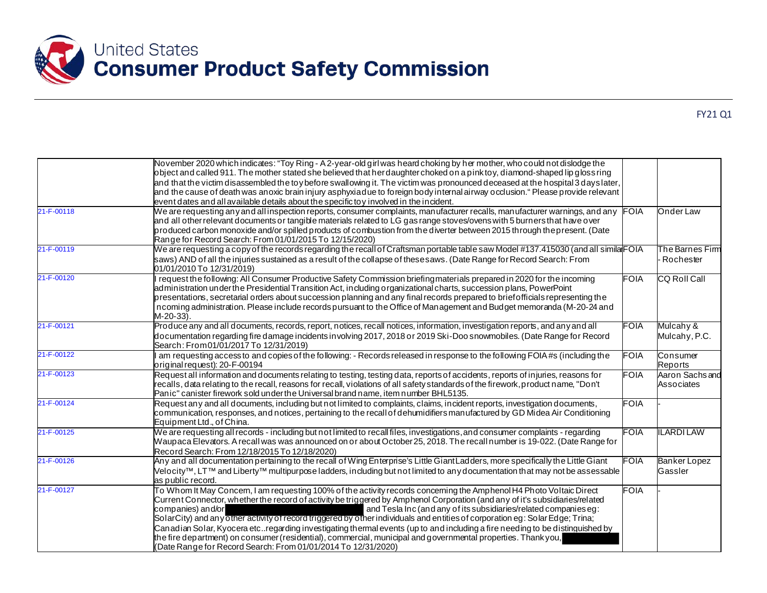FY21 Q1

| | | | |
|---|---|---|---|
| | November 2020 which indicates: "Toy Ring - A 2-year-old girl was heard choking by her mother, who could not dislodge the object and called 911. The mother stated she believed that her daughter choked on a pink toy, diamond-shaped lip gloss ring and that the victim disassembled the toy before swallowing it. The victim was pronounced deceased at the hospital 3 days later, and the cause of death was anoxic brain injury asphyxia due to foreign body internal airway occlusion." Please provide relevant event dates and all available details about the specific toy involved in the incident. | | |
| 21-F-00118 | We are requesting any and all inspection reports, consumer complaints, manufacturer recalls, manufacturer warnings, and any and all other relevant documents or tangible materials related to LG gas range stoves/ovens with 5 burners that have over produced carbon monoxide and/or spilled products of combustion from the diverter between 2015 through the present. (Date Range for Record Search: From 01/01/2015 To 12/15/2020) | FOIA | Onder Law |
| 21-F-00119 | We are requesting a copy of the records regarding the recall of Craftsman portable table saw Model #137.415030 (and all similar saws) AND of all the injuries sustained as a result of the collapse of these saws. (Date Range for Record Search: From 01/01/2010 To 12/31/2019) | FOIA | The Barnes Firm - Rochester |
| 21-F-00120 | I request the following: All Consumer Productive Safety Commission briefing materials prepared in 2020 for the incoming administration under the Presidential Transition Act, including organizational charts, succession plans, PowerPoint presentations, secretarial orders about succession planning and any final records prepared to brief officials representing the incoming administration. Please include records pursuant to the Office of Management and Budget memoranda (M-20-24 and M-20-33). | FOIA | CQ Roll Call |
| 21-F-00121 | Produce any and all documents, records, report, notices, recall notices, information, investigation reports, and any and all documentation regarding fire damage incidents involving 2017, 2018 or 2019 Ski-Doo snowmobiles. (Date Range for Record Search: From 01/01/2017 To 12/31/2019) | FOIA | Mulcahy & Mulcahy, P.C. |
| 21-F-00122 | I am requesting access to and copies of the following: - Records released in response to the following FOIA #s (including the original request): 20-F-00194 | FOIA | Consumer Reports |
| 21-F-00123 | Request all information and documents relating to testing, testing data, reports of accidents, reports of injuries, reasons for recalls, data relating to the recall, reasons for recall, violations of all safety standards of the firework, product name, "Don't Panic" canister firework sold under the Universal brand name, item number BHL5135. | FOIA | Aaron Sachs and Associates |
| 21-F-00124 | Request any and all documents, including but not limited to complaints, claims, incident reports, investigation documents, communication, responses, and notices, pertaining to the recall of dehumidifiers manufactured by GD Midea Air Conditioning Equipment Ltd., of China. | FOIA | - |
| 21-F-00125 | We are requesting all records - including but not limited to recall files, investigations, and consumer complaints - regarding Waupaca Elevators. A recall was was announced on or about October 25, 2018. The recall number is 19-022. (Date Range for Record Search: From 12/18/2015 To 12/18/2020) | FOIA | ILARDI LAW |
| 21-F-00126 | Any and all documentation pertaining to the recall of Wing Enterprise's Little Giant Ladders, more specifically the Little Giant Velocity™, LT™ and Liberty™ multipurpose ladders, including but not limited to any documentation that may not be assessable as public record. | FOIA | Banker Lopez Gassler |
| 21-F-00127 | To Whom It May Concern, I am requesting 100% of the activity records concerning the Amphenol H4 Photo Voltaic Direct Current Connector, whether the record of activity be triggered by Amphenol Corporation (and any of it's subsidiaries/related companies) and/or [REDACTED] and Tesla Inc (and any of its subsidiaries/related companies eg: SolarCity) and any other activity of record triggered by other individuals and entities of corporation eg: Solar Edge; Trina; Canadian Solar, Kyocera etc..regarding investigating thermal events (up to and including a fire needing to be distinguished by the fire department) on consumer (residential), commercial, municipal and governmental properties. Thank you, [REDACTED] (Date Range for Record Search: From 01/01/2014 To 12/31/2020) | FOIA | - |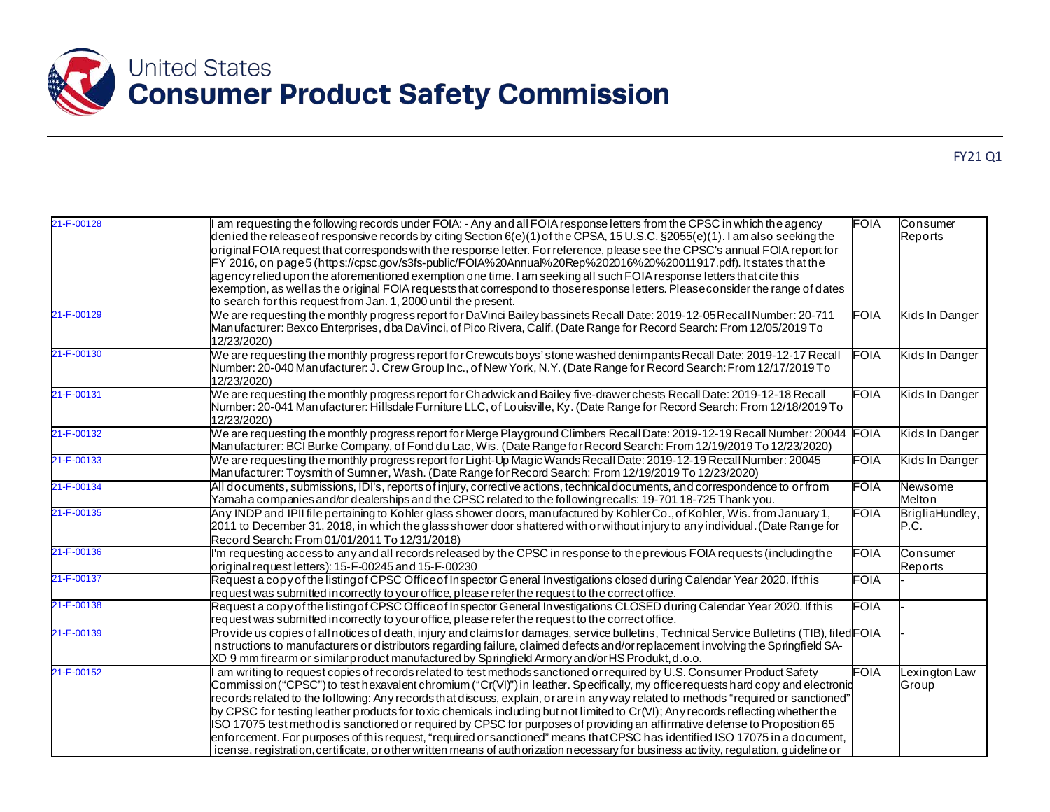# United States Consumer Product Safety Commission

FY21 Q1

| | | | |
|---|---|---|---|
| 21-F-00128 | I am requesting the following records under FOIA: - Any and all FOIA response letters from the CPSC in which the agency denied the release of responsive records by citing Section 6(e)(1) of the CPSA, 15 U.S.C. §2055(e)(1). I am also seeking the original FOIA request that corresponds with the response letter. For reference, please see the CPSC's annual FOIA report for FY 2016, on page 5 (https://cpsc.gov/s3fs-public/FOIA%20Annual%20Rep%202016%20%20011917.pdf). It states that the agency relied upon the aforementioned exemption one time. I am seeking all such FOIA response letters that cite this exemption, as well as the original FOIA requests that correspond to those response letters. Please consider the range of dates to search for this request from Jan. 1, 2000 until the present. | FOIA | Consumer Reports |
| 21-F-00129 | We are requesting the monthly progress report for DaVinci Bailey bassinets Recall Date: 2019-12-05 Recall Number: 20-711 Manufacturer: Bexco Enterprises, dba DaVinci, of Pico Rivera, Calif. (Date Range for Record Search: From 12/05/2019 To 12/23/2020) | FOIA | Kids In Danger |
| 21-F-00130 | We are requesting the monthly progress report for Crewcuts boys' stone washed denim pants Recall Date: 2019-12-17 Recall Number: 20-040 Manufacturer: J. Crew Group Inc., of New York, N.Y. (Date Range for Record Search: From 12/17/2019 To 12/23/2020) | FOIA | Kids In Danger |
| 21-F-00131 | We are requesting the monthly progress report for Chadwick and Bailey five-drawer chests Recall Date: 2019-12-18 Recall Number: 20-041 Manufacturer: Hillsdale Furniture LLC, of Louisville, Ky. (Date Range for Record Search: From 12/18/2019 To 12/23/2020) | FOIA | Kids In Danger |
| 21-F-00132 | We are requesting the monthly progress report for Merge Playground Climbers Recall Date: 2019-12-19 Recall Number: 20044 Manufacturer: BCI Burke Company, of Fond du Lac, Wis. (Date Range for Record Search: From 12/19/2019 To 12/23/2020) | FOIA | Kids In Danger |
| 21-F-00133 | We are requesting the monthly progress report for Light-Up Magic Wands Recall Date: 2019-12-19 Recall Number: 20045 Manufacturer: Toysmith of Sumner, Wash. (Date Range for Record Search: From 12/19/2019 To 12/23/2020) | FOIA | Kids In Danger |
| 21-F-00134 | All documents, submissions, IDI's, reports of injury, corrective actions, technical documents, and correspondence to or from Yamaha companies and/or dealerships and the CPSC related to the following recalls: 19-701 18-725 Thank you. | FOIA | Newsome Melton |
| 21-F-00135 | Any INDP and IPII file pertaining to Kohler glass shower doors, manufactured by Kohler Co., of Kohler, Wis. from January 1, 2011 to December 31, 2018, in which the glass shower door shattered with or without injury to any individual. (Date Range for Record Search: From 01/01/2011 To 12/31/2018) | FOIA | BrigliaHundley, P.C. |
| 21-F-00136 | I'm requesting access to any and all records released by the CPSC in response to the previous FOIA requests (including the original request letters): 15-F-00245 and 15-F-00230 | FOIA | Consumer Reports |
| 21-F-00137 | Request a copy of the listing of CPSC Office of Inspector General Investigations closed during Calendar Year 2020. If this request was submitted incorrectly to your office, please refer the request to the correct office. | FOIA | - |
| 21-F-00138 | Request a copy of the listing of CPSC Office of Inspector General Investigations CLOSED during Calendar Year 2020. If this request was submitted incorrectly to your office, please refer the request to the correct office. | FOIA | - |
| 21-F-00139 | Provide us copies of all notices of death, injury and claims for damages, service bulletins, Technical Service Bulletins (TIB), filed nstructions to manufacturers or distributors regarding failure, claimed defects and/or replacement involving the Springfield SA-XD 9 mm firearm or similar product manufactured by Springfield Armory and/or HS Produkt, d.o.o. | FOIA | - |
| 21-F-00152 | I am writing to request copies of records related to test methods sanctioned or required by U.S. Consumer Product Safety Commission ("CPSC") to test hexavalent chromium ("Cr(VI)") in leather. Specifically, my office requests hard copy and electronic records related to the following: Any records that discuss, explain, or are in any way related to methods "required or sanctioned" by CPSC for testing leather products for toxic chemicals including but not limited to Cr(VI); Any records reflecting whether the ISO 17075 test method is sanctioned or required by CPSC for purposes of providing an affirmative defense to Proposition 65 enforcement. For purposes of this request, "required or sanctioned" means that CPSC has identified ISO 17075 in a document, icense, registration, certificate, or other written means of authorization necessary for business activity, regulation, guideline or | FOIA | Lexington Law Group |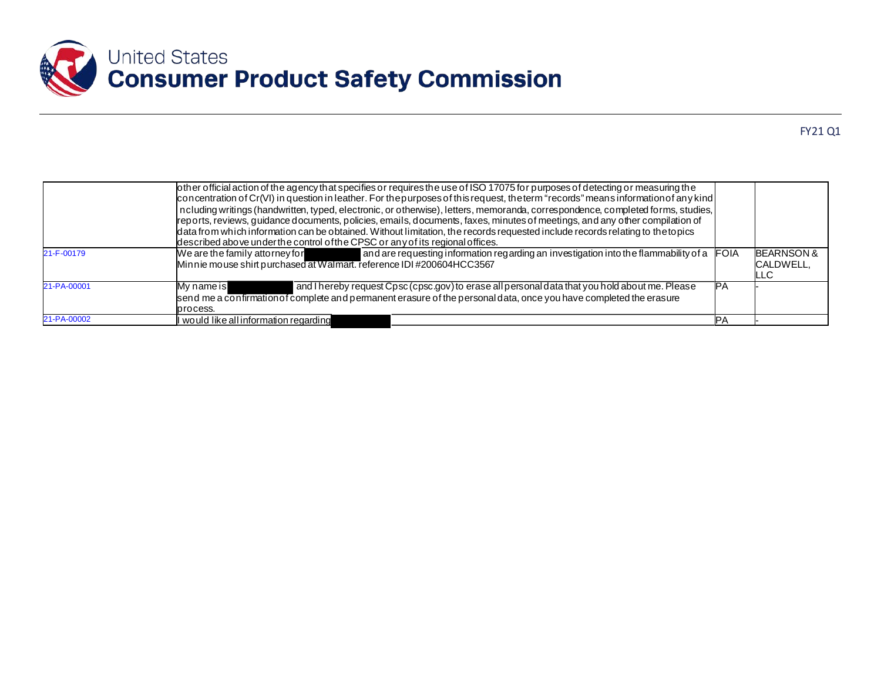FY21 Q1

| | | | |
|---|---|---|---|
| | other official action of the agency that specifies or requires the use of ISO 17075 for purposes of detecting or measuring the concentration of Cr(VI) in question in leather. For the purposes of this request, the term "records" means information of any kind ncluding writings (handwritten, typed, electronic, or otherwise), letters, memoranda, correspondence, completed forms, studies, reports, reviews, guidance documents, policies, emails, documents, faxes, minutes of meetings, and any other compilation of data from which information can be obtained. Without limitation, the records requested include records relating to the topics described above under the control of the CPSC or any of its regional offices. | | |
| 21-F-00179 | We are the family attorney for [REDACTED] and are requesting information regarding an investigation into the flammability of a Minnie mouse shirt purchased at Walmart. reference IDI #200604HCC3567 | FOIA | BEARNSON & CALDWELL, LLC |
| 21-PA-00001 | My name is [REDACTED] and I hereby request Cpsc (cpsc.gov) to erase all personal data that you hold about me. Please send me a confirmation of complete and permanent erasure of the personal data, once you have completed the erasure process. | PA | - |
| 21-PA-00002 | I would like all information regarding [REDACTED] | PA | - |